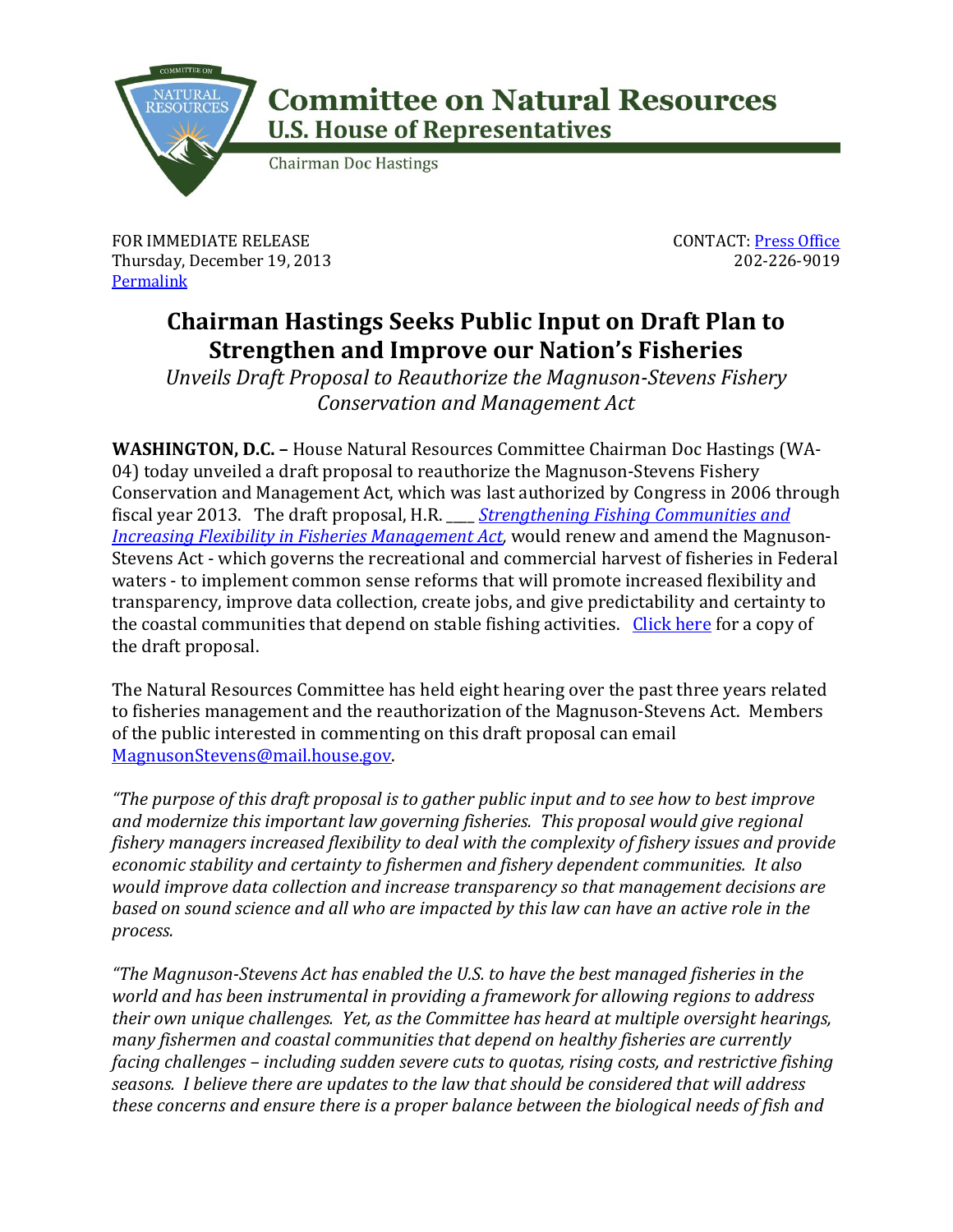**Committee on Natural Resources**
**U.S. House of Representatives**
Chairman Doc Hastings

FOR IMMEDIATE RELEASE
Thursday, December 19, 2013
Permalink

CONTACT: Press Office
202-226-9019

# Chairman Hastings Seeks Public Input on Draft Plan to Strengthen and Improve our Nation's Fisheries

*Unveils Draft Proposal to Reauthorize the Magnuson-Stevens Fishery Conservation and Management Act*

**WASHINGTON, D.C. –** House Natural Resources Committee Chairman Doc Hastings (WA-04) today unveiled a draft proposal to reauthorize the Magnuson-Stevens Fishery Conservation and Management Act, which was last authorized by Congress in 2006 through fiscal year 2013. The draft proposal, H.R. ____ *Strengthening Fishing Communities and Increasing Flexibility in Fisheries Management Act*, would renew and amend the Magnuson-Stevens Act - which governs the recreational and commercial harvest of fisheries in Federal waters - to implement common sense reforms that will promote increased flexibility and transparency, improve data collection, create jobs, and give predictability and certainty to the coastal communities that depend on stable fishing activities. Click here for a copy of the draft proposal.

The Natural Resources Committee has held eight hearing over the past three years related to fisheries management and the reauthorization of the Magnuson-Stevens Act. Members of the public interested in commenting on this draft proposal can email MagnusonStevens@mail.house.gov.

*"The purpose of this draft proposal is to gather public input and to see how to best improve and modernize this important law governing fisheries. This proposal would give regional fishery managers increased flexibility to deal with the complexity of fishery issues and provide economic stability and certainty to fishermen and fishery dependent communities. It also would improve data collection and increase transparency so that management decisions are based on sound science and all who are impacted by this law can have an active role in the process.*

*"The Magnuson-Stevens Act has enabled the U.S. to have the best managed fisheries in the world and has been instrumental in providing a framework for allowing regions to address their own unique challenges. Yet, as the Committee has heard at multiple oversight hearings, many fishermen and coastal communities that depend on healthy fisheries are currently facing challenges – including sudden severe cuts to quotas, rising costs, and restrictive fishing seasons. I believe there are updates to the law that should be considered that will address these concerns and ensure there is a proper balance between the biological needs of fish and*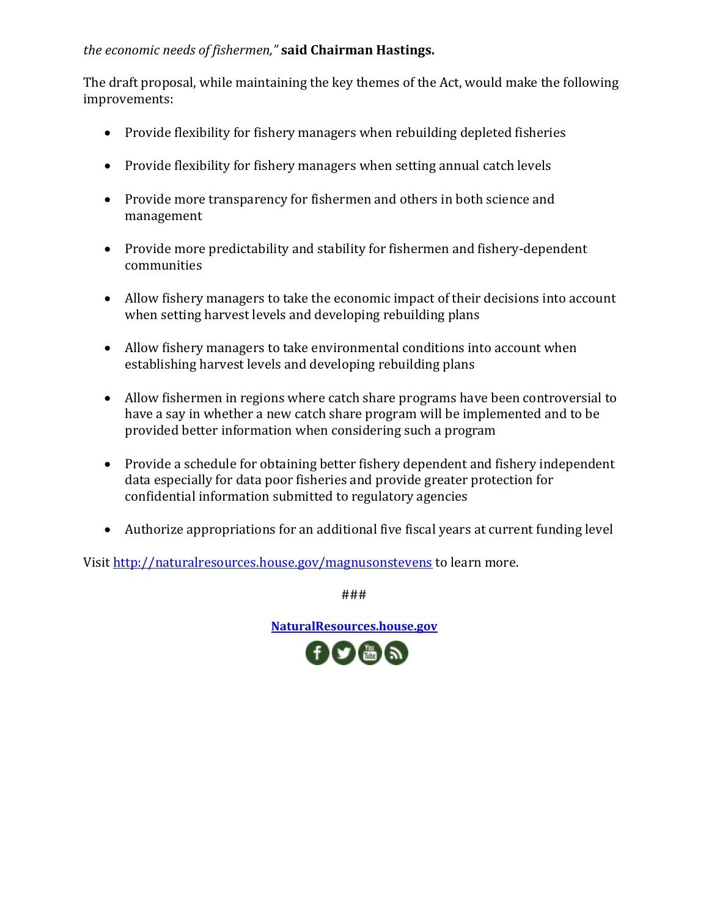*the economic needs of fishermen,"* **said Chairman Hastings.**

The draft proposal, while maintaining the key themes of the Act, would make the following improvements:

- Provide flexibility for fishery managers when rebuilding depleted fisheries
- Provide flexibility for fishery managers when setting annual catch levels
- Provide more transparency for fishermen and others in both science and management
- Provide more predictability and stability for fishermen and fishery-dependent communities
- Allow fishery managers to take the economic impact of their decisions into account when setting harvest levels and developing rebuilding plans
- Allow fishery managers to take environmental conditions into account when establishing harvest levels and developing rebuilding plans
- Allow fishermen in regions where catch share programs have been controversial to have a say in whether a new catch share program will be implemented and to be provided better information when considering such a program
- Provide a schedule for obtaining better fishery dependent and fishery independent data especially for data poor fisheries and provide greater protection for confidential information submitted to regulatory agencies
- Authorize appropriations for an additional five fiscal years at current funding level

Visit [http://naturalresources.house.gov/magnusonstevens](http://naturalresources.house.gov/magnusonstevens) to learn more.

###

**[NaturalResources.house.gov](http://NaturalResources.house.gov)**